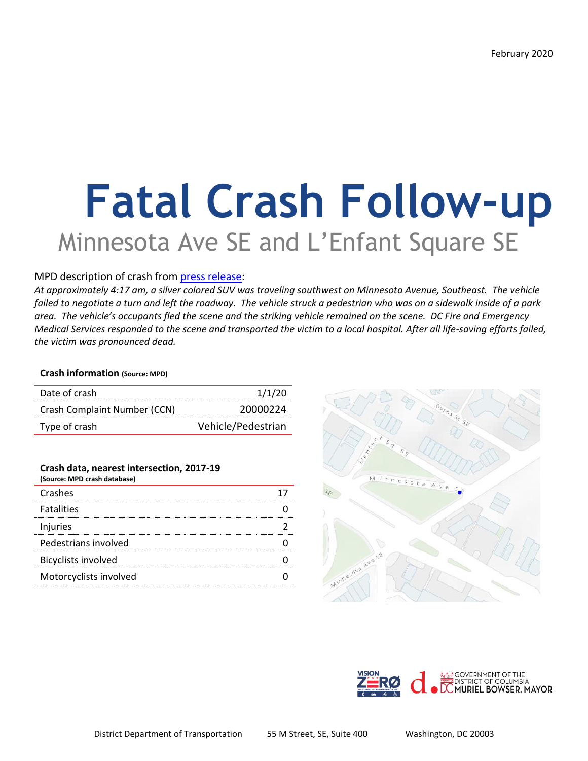February 2020

# Fatal Crash Follow-up

## Minnesota Ave SE and L'Enfant Square SE

MPD description of crash from press release:

*At approximately 4:17 am, a silver colored SUV was traveling southwest on Minnesota Avenue, Southeast. The vehicle failed to negotiate a turn and left the roadway. The vehicle struck a pedestrian who was on a sidewalk inside of a park area. The vehicle's occupants fled the scene and the striking vehicle remained on the scene. DC Fire and Emergency Medical Services responded to the scene and transported the victim to a local hospital. After all life-saving efforts failed, the victim was pronounced dead.*

**Crash information (Source: MPD)**

| | |
|---|---|
| Date of crash | 1/1/20 |
| Crash Complaint Number (CCN) | 20000224 |
| Type of crash | Vehicle/Pedestrian |

**Crash data, nearest intersection, 2017-19**
**(Source: MPD crash database)**

| | |
|---|---|
| Crashes | 17 |
| Fatalities | 0 |
| Injuries | 2 |
| Pedestrians involved | 0 |
| Bicyclists involved | 0 |
| Motorcyclists involved | 0 |

District Department of Transportation 55 M Street, SE, Suite 400 Washington, DC 20003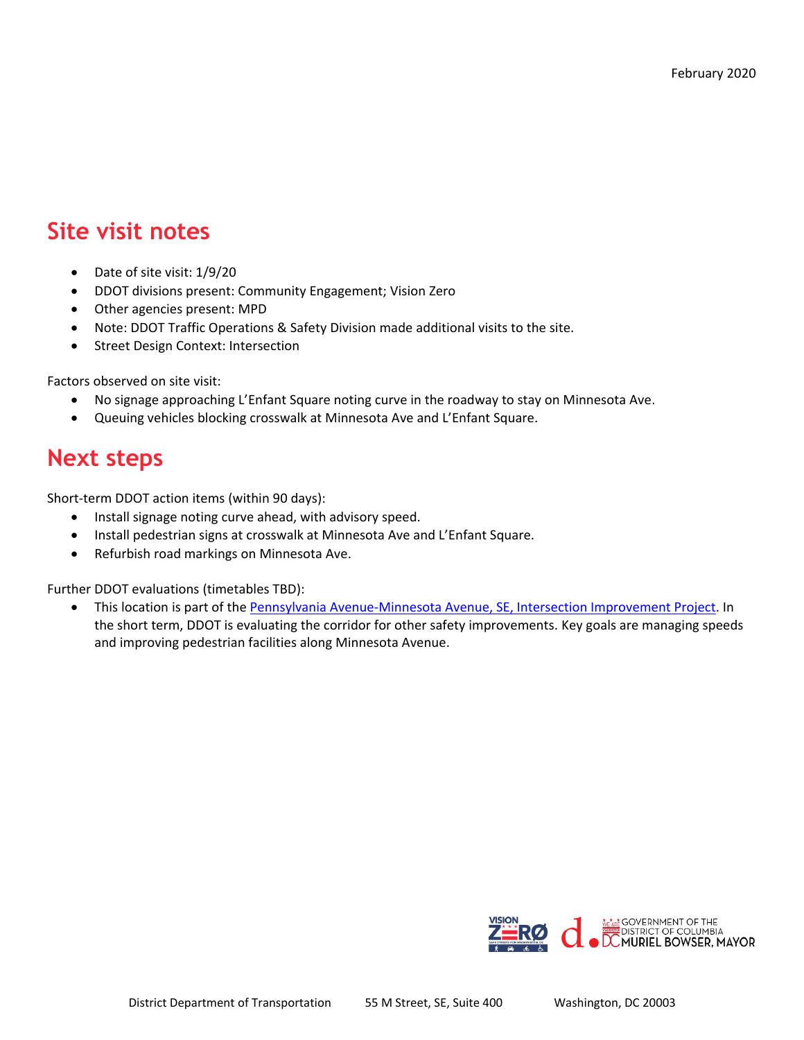February 2020

## Site visit notes

- Date of site visit: 1/9/20
- DDOT divisions present: Community Engagement; Vision Zero
- Other agencies present: MPD
- Note: DDOT Traffic Operations & Safety Division made additional visits to the site.
- Street Design Context: Intersection

Factors observed on site visit:

- No signage approaching L'Enfant Square noting curve in the roadway to stay on Minnesota Ave.
- Queuing vehicles blocking crosswalk at Minnesota Ave and L'Enfant Square.

## Next steps

Short-term DDOT action items (within 90 days):

- Install signage noting curve ahead, with advisory speed.
- Install pedestrian signs at crosswalk at Minnesota Ave and L'Enfant Square.
- Refurbish road markings on Minnesota Ave.

Further DDOT evaluations (timetables TBD):

- This location is part of the Pennsylvania Avenue-Minnesota Avenue, SE, Intersection Improvement Project. In the short term, DDOT is evaluating the corridor for other safety improvements. Key goals are managing speeds and improving pedestrian facilities along Minnesota Avenue.

District Department of Transportation 55 M Street, SE, Suite 400 Washington, DC 20003